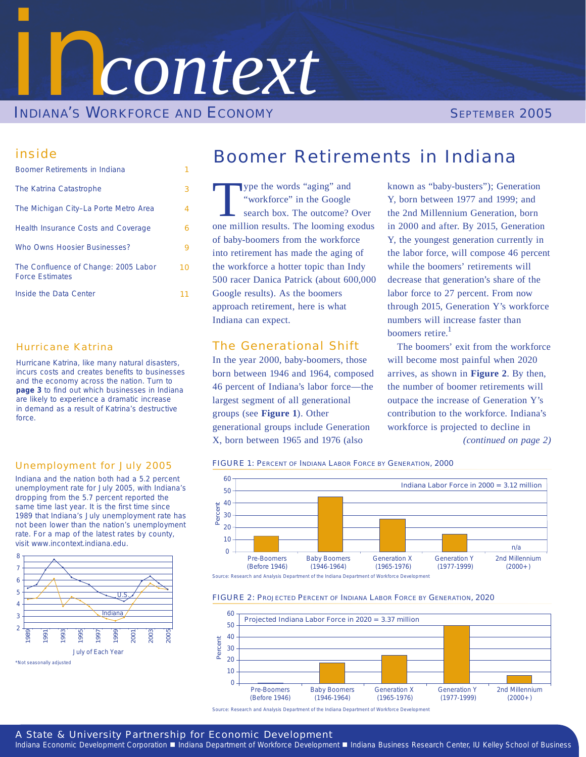# in*context*

## INDIANA'S WORKFORCE AND ECONOMY

SEPTEMBER 2005

### inside

| | |
|---|---|
| Boomer Retirements in Indiana | 1 |
| The Katrina Catastrophe | 3 |
| The Michigan City–La Porte Metro Area | 4 |
| Health Insurance Costs and Coverage | 6 |
| Who Owns Hoosier Businesses? | 9 |
| The Confluence of Change: 2005 Labor Force Estimates | 10 |
| Inside the Data Center | 11 |

### Hurricane Katrina

Hurricane Katrina, like many natural disasters, incurs costs and creates benefits to businesses and the economy across the nation. Turn to **page 3** to find out which businesses in Indiana are likely to experience a dramatic increase in demand as a result of Katrina's destructive force.

### Unemployment for July 2005

Indiana and the nation both had a 5.2 percent unemployment rate for July 2005, with Indiana's dropping from the 5.7 percent reported the same time last year. It is the first time since 1989 that Indiana's July unemployment rate has not been lower than the nation's unemployment rate. For a map of the latest rates by county, visit www.incontext.indiana.edu.

July of Each Year

*Not seasonally adjusted

# Boomer Retirements in Indiana

Type the words "aging" and "workforce" in the Google search box. The outcome? Over one million results. The looming exodus of baby-boomers from the workforce into retirement has made the aging of the workforce a hotter topic than Indy 500 racer Danica Patrick (about 600,000 Google results). As the boomers approach retirement, here is what Indiana can expect.

## The Generational Shift

In the year 2000, baby-boomers, those born between 1946 and 1964, composed 46 percent of Indiana's labor force—the largest segment of all generational groups (see **Figure 1**). Other generational groups include Generation X, born between 1965 and 1976 (also known as "baby-busters"); Generation Y, born between 1977 and 1999; and the 2nd Millennium Generation, born in 2000 and after. By 2015, Generation Y, the youngest generation currently in the labor force, will compose 46 percent while the boomers' retirements will decrease that generation's share of the labor force to 27 percent. From now through 2015, Generation Y's workforce numbers will increase faster than boomers retire.[1]

The boomers' exit from the workforce will become most painful when 2020 arrives, as shown in **Figure 2**. By then, the number of boomer retirements will outpace the increase of Generation Y's contribution to the workforce. Indiana's workforce is projected to decline in

*(continued on page 2)*

FIGURE 1: PERCENT OF INDIANA LABOR FORCE BY GENERATION, 2000

Indiana Labor Force in 2000 = 3.12 million

Pre-Boomers (Before 1946) · Baby Boomers (1946-1964) · Generation X (1965-1976) · Generation Y (1977-1999) · 2nd Millennium (2000+) n/a

Source: Research and Analysis Department of the Indiana Department of Workforce Development

FIGURE 2: PROJECTED PERCENT OF INDIANA LABOR FORCE BY GENERATION, 2020

Projected Indiana Labor Force in 2020 = 3.37 million

Pre-Boomers (Before 1946) · Baby Boomers (1946-1964) · Generation X (1965-1976) · Generation Y (1977-1999) · 2nd Millennium (2000+)

Source: Research and Analysis Department of the Indiana Department of Workforce Development

A State & University Partnership for Economic Development

Indiana Economic Development Corporation ■ Indiana Department of Workforce Development ■ Indiana Business Research Center, IU Kelley School of Business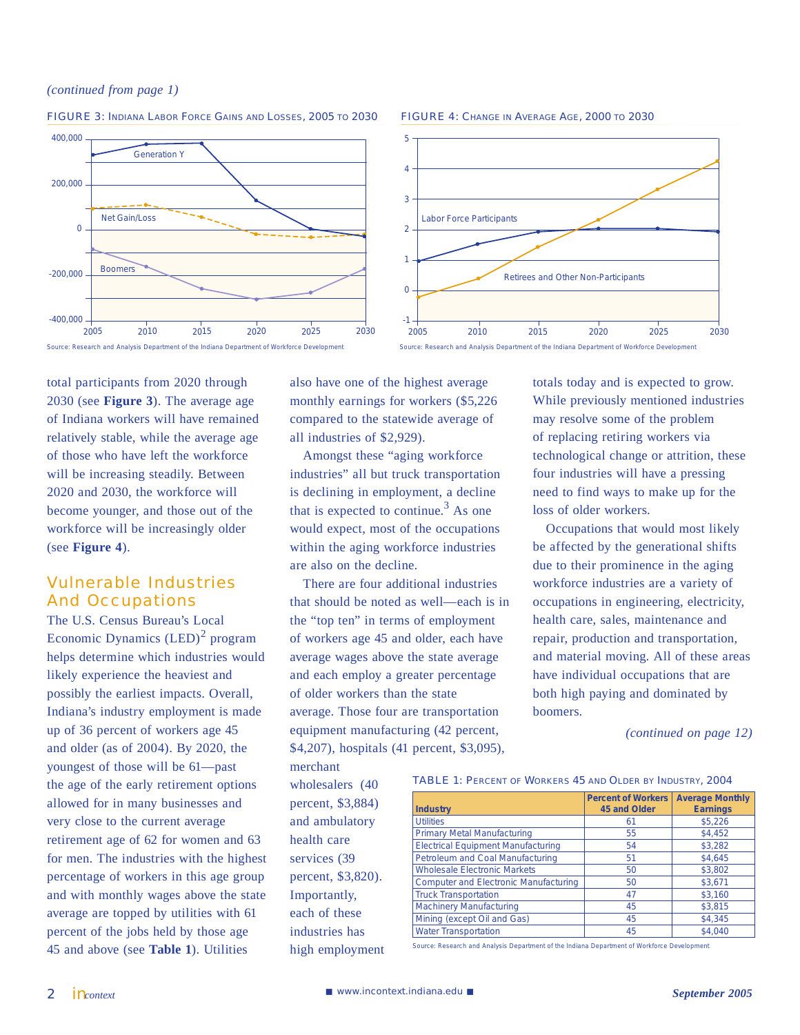*(continued from page 1)*

FIGURE 3: INDIANA LABOR FORCE GAINS AND LOSSES, 2005 TO 2030

Source: Research and Analysis Department of the Indiana Department of Workforce Development

FIGURE 4: CHANGE IN AVERAGE AGE, 2000 TO 2030

Source: Research and Analysis Department of the Indiana Department of Workforce Development

total participants from 2020 through 2030 (see **Figure 3**). The average age of Indiana workers will have remained relatively stable, while the average age of those who have left the workforce will be increasing steadily. Between 2020 and 2030, the workforce will become younger, and those out of the workforce will be increasingly older (see **Figure 4**).

## Vulnerable Industries And Occupations

The U.S. Census Bureau's Local Economic Dynamics (LED)[2] program helps determine which industries would likely experience the heaviest and possibly the earliest impacts. Overall, Indiana's industry employment is made up of 36 percent of workers age 45 and older (as of 2004). By 2020, the youngest of those will be 61—past the age of the early retirement options allowed for in many businesses and very close to the current average retirement age of 62 for women and 63 for men. The industries with the highest percentage of workers in this age group and with monthly wages above the state average are topped by utilities with 61 percent of the jobs held by those age 45 and above (see **Table 1**). Utilities also have one of the highest average monthly earnings for workers ($5,226 compared to the statewide average of all industries of $2,929).

Amongst these "aging workforce industries" all but truck transportation is declining in employment, a decline that is expected to continue.[3] As one would expect, most of the occupations within the aging workforce industries are also on the decline.

There are four additional industries that should be noted as well—each is in the "top ten" in terms of employment of workers age 45 and older, each have average wages above the state average and each employ a greater percentage of older workers than the state average. Those four are transportation equipment manufacturing (42 percent, $4,207), hospitals (41 percent, $3,095), merchant wholesalers (40 percent, $3,884) and ambulatory health care services (39 percent, $3,820). Importantly, each of these industries has high employment totals today and is expected to grow. While previously mentioned industries may resolve some of the problem of replacing retiring workers via technological change or attrition, these four industries will have a pressing need to find ways to make up for the loss of older workers.

Occupations that would most likely be affected by the generational shifts due to their prominence in the aging workforce industries are a variety of occupations in engineering, electricity, health care, sales, maintenance and repair, production and transportation, and material moving. All of these areas have individual occupations that are both high paying and dominated by boomers.

*(continued on page 12)*

TABLE 1: PERCENT OF WORKERS 45 AND OLDER BY INDUSTRY, 2004

| Industry | Percent of Workers 45 and Older | Average Monthly Earnings |
|---|---|---|
| Utilities | 61 | $5,226 |
| Primary Metal Manufacturing | 55 | $4,452 |
| Electrical Equipment Manufacturing | 54 | $3,282 |
| Petroleum and Coal Manufacturing | 51 | $4,645 |
| Wholesale Electronic Markets | 50 | $3,802 |
| Computer and Electronic Manufacturing | 50 | $3,671 |
| Truck Transportation | 47 | $3,160 |
| Machinery Manufacturing | 45 | $3,815 |
| Mining (except Oil and Gas) | 45 | $4,345 |
| Water Transportation | 45 | $4,040 |

Source: Research and Analysis Department of the Indiana Department of Workforce Development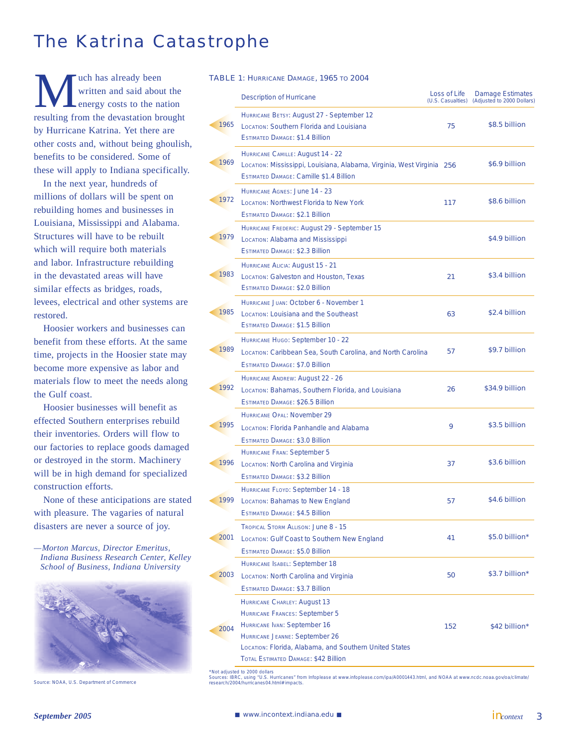# The Katrina Catastrophe

Much has already been written and said about the energy costs to the nation resulting from the devastation brought by Hurricane Katrina. Yet there are other costs and, without being ghoulish, benefits to be considered. Some of these will apply to Indiana specifically.

In the next year, hundreds of millions of dollars will be spent on rebuilding homes and businesses in Louisiana, Mississippi and Alabama. Structures will have to be rebuilt which will require both materials and labor. Infrastructure rebuilding in the devastated areas will have similar effects as bridges, roads, levees, electrical and other systems are restored.

Hoosier workers and businesses can benefit from these efforts. At the same time, projects in the Hoosier state may become more expensive as labor and materials flow to meet the needs along the Gulf coast.

Hoosier businesses will benefit as effected Southern enterprises rebuild their inventories. Orders will flow to our factories to replace goods damaged or destroyed in the storm. Machinery will be in high demand for specialized construction efforts.

None of these anticipations are stated with pleasure. The vagaries of natural disasters are never a source of joy.

*—Morton Marcus, Director Emeritus, Indiana Business Research Center, Kelley School of Business, Indiana University*

Source: NOAA, U.S. Department of Commerce

TABLE 1: HURRICANE DAMAGE, 1965 TO 2004

| Year | Description of Hurricane | Loss of Life (U.S. Casualties) | Damage Estimates (Adjusted to 2000 Dollars) |
|---|---|---|---|
| 1965 | HURRICANE BETSY: August 27 - September 12<br>LOCATION: Southern Florida and Louisiana<br>ESTIMATED DAMAGE: $1.4 Billion | 75 | $8.5 billion |
| 1969 | HURRICANE CAMILLE: August 14 - 22<br>LOCATION: Mississippi, Louisiana, Alabama, Virginia, West Virginia<br>ESTIMATED DAMAGE: Camille $1.4 Billion | 256 | $6.9 billion |
| 1972 | HURRICANE AGNES: June 14 - 23<br>LOCATION: Northwest Florida to New York<br>ESTIMATED DAMAGE: $2.1 Billion | 117 | $8.6 billion |
| 1979 | HURRICANE FREDERIC: August 29 - September 15<br>LOCATION: Alabama and Mississippi<br>ESTIMATED DAMAGE: $2.3 Billion | | $4.9 billion |
| 1983 | HURRICANE ALICIA: August 15 - 21<br>LOCATION: Galveston and Houston, Texas<br>ESTIMATED DAMAGE: $2.0 Billion | 21 | $3.4 billion |
| 1985 | HURRICANE JUAN: October 6 - November 1<br>LOCATION: Louisiana and the Southeast<br>ESTIMATED DAMAGE: $1.5 Billion | 63 | $2.4 billion |
| 1989 | HURRICANE HUGO: September 10 - 22<br>LOCATION: Caribbean Sea, South Carolina, and North Carolina<br>ESTIMATED DAMAGE: $7.0 Billion | 57 | $9.7 billion |
| 1992 | HURRICANE ANDREW: August 22 - 26<br>LOCATION: Bahamas, Southern Florida, and Louisiana<br>ESTIMATED DAMAGE: $26.5 Billion | 26 | $34.9 billion |
| 1995 | HURRICANE OPAL: November 29<br>LOCATION: Florida Panhandle and Alabama<br>ESTIMATED DAMAGE: $3.0 Billion | 9 | $3.5 billion |
| 1996 | HURRICANE FRAN: September 5<br>LOCATION: North Carolina and Virginia<br>ESTIMATED DAMAGE: $3.2 Billion | 37 | $3.6 billion |
| 1999 | HURRICANE FLOYD: September 14 - 18<br>LOCATION: Bahamas to New England<br>ESTIMATED DAMAGE: $4.5 Billion | 57 | $4.6 billion |
| 2001 | TROPICAL STORM ALLISON: June 8 - 15<br>LOCATION: Gulf Coast to Southern New England<br>ESTIMATED DAMAGE: $5.0 Billion | 41 | $5.0 billion* |
| 2003 | HURRICANE ISABEL: September 18<br>LOCATION: North Carolina and Virginia<br>ESTIMATED DAMAGE: $3.7 Billion | 50 | $3.7 billion* |
| 2004 | HURRICANE CHARLEY: August 13<br>HURRICANE FRANCES: September 5<br>HURRICANE IVAN: September 16<br>HURRICANE JEANNE: September 26<br>LOCATION: Florida, Alabama, and Southern United States<br>TOTAL ESTIMATED DAMAGE: $42 Billion | 152 | $42 billion* |

*Not adjusted to 2000 dollars
Sources: IBRC, using "U.S. Hurricanes" from Infoplease at www.infoplease.com/ipa/A0001443.html, and NOAA at www.ncdc.noaa.gov/oa/climate/research/2004/hurricanes04.html#impacts.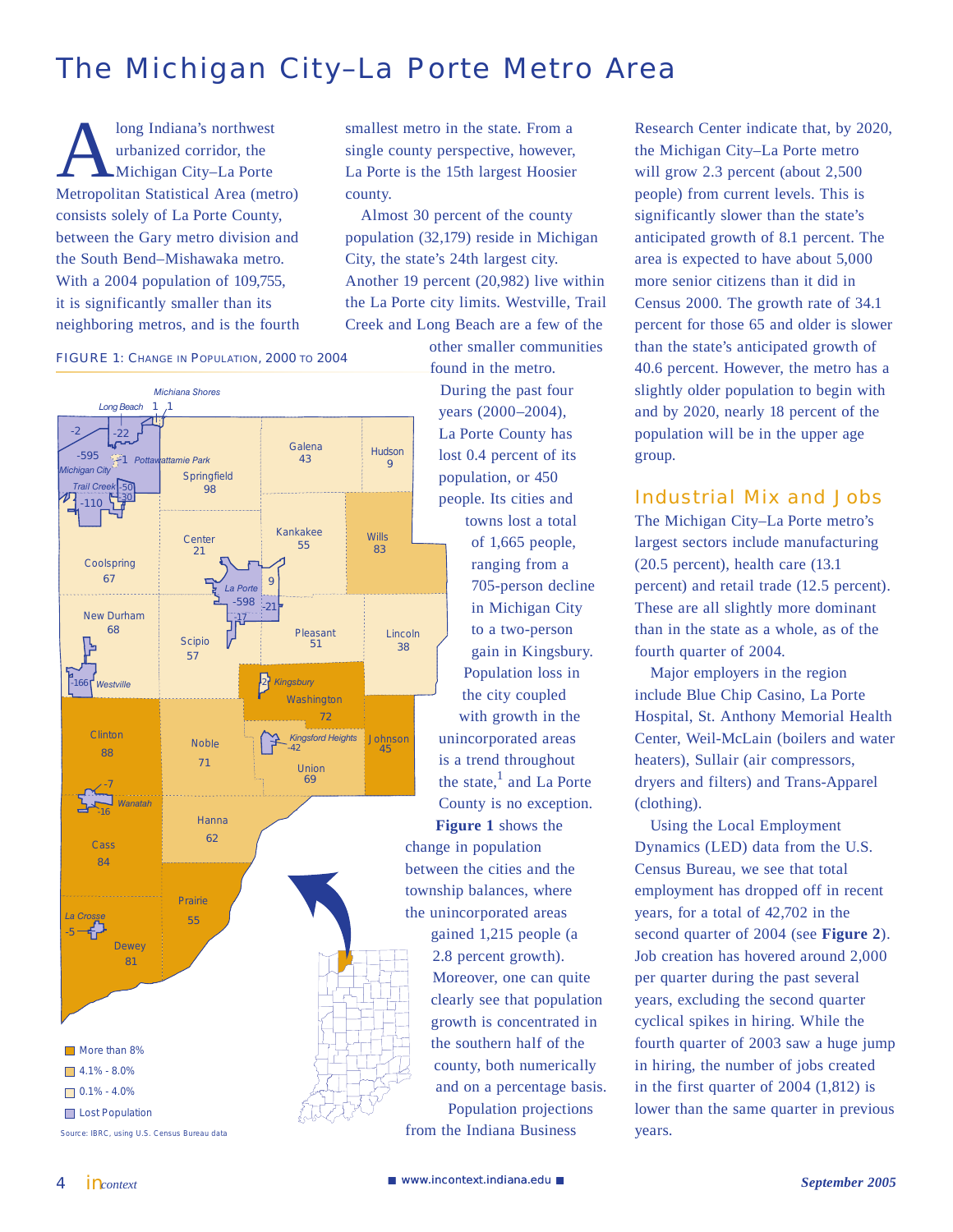# The Michigan City–La Porte Metro Area

Along Indiana's northwest urbanized corridor, the Michigan City–La Porte Metropolitan Statistical Area (metro) consists solely of La Porte County, between the Gary metro division and the South Bend–Mishawaka metro. With a 2004 population of 109,755, it is significantly smaller than its neighboring metros, and is the fourth smallest metro in the state. From a single county perspective, however, La Porte is the 15th largest Hoosier county.

Almost 30 percent of the county population (32,179) reside in Michigan City, the state's 24th largest city. Another 19 percent (20,982) live within the La Porte city limits. Westville, Trail Creek and Long Beach are a few of the other smaller communities found in the metro.

During the past four years (2000–2004), La Porte County has lost 0.4 percent of its population, or 450 people. Its cities and towns lost a total of 1,665 people, ranging from a 705-person decline in Michigan City to a two-person gain in Kingsbury. Population loss in the city coupled with growth in the unincorporated areas is a trend throughout the state,[1] and La Porte County is no exception. **Figure 1** shows the change in population between the cities and the township balances, where the unincorporated areas gained 1,215 people (a 2.8 percent growth). Moreover, one can quite clearly see that population growth is concentrated in the southern half of the county, both numerically and on a percentage basis.

FIGURE 1: CHANGE IN POPULATION, 2000 TO 2004

Source: IBRC, using U.S. Census Bureau data

Population projections from the Indiana Business Research Center indicate that, by 2020, the Michigan City–La Porte metro will grow 2.3 percent (about 2,500 people) from current levels. This is significantly slower than the state's anticipated growth of 8.1 percent. The area is expected to have about 5,000 more senior citizens than it did in Census 2000. The growth rate of 34.1 percent for those 65 and older is slower than the state's anticipated growth of 40.6 percent. However, the metro has a slightly older population to begin with and by 2020, nearly 18 percent of the population will be in the upper age group.

## Industrial Mix and Jobs

The Michigan City–La Porte metro's largest sectors include manufacturing (20.5 percent), health care (13.1 percent) and retail trade (12.5 percent). These are all slightly more dominant than in the state as a whole, as of the fourth quarter of 2004.

Major employers in the region include Blue Chip Casino, La Porte Hospital, St. Anthony Memorial Health Center, Weil-McLain (boilers and water heaters), Sullair (air compressors, dryers and filters) and Trans-Apparel (clothing).

Using the Local Employment Dynamics (LED) data from the U.S. Census Bureau, we see that total employment has dropped off in recent years, for a total of 42,702 in the second quarter of 2004 (see **Figure 2**). Job creation has hovered around 2,000 per quarter during the past several years, excluding the second quarter cyclical spikes in hiring. While the fourth quarter of 2003 saw a huge jump in hiring, the number of jobs created in the first quarter of 2004 (1,812) is lower than the same quarter in previous years.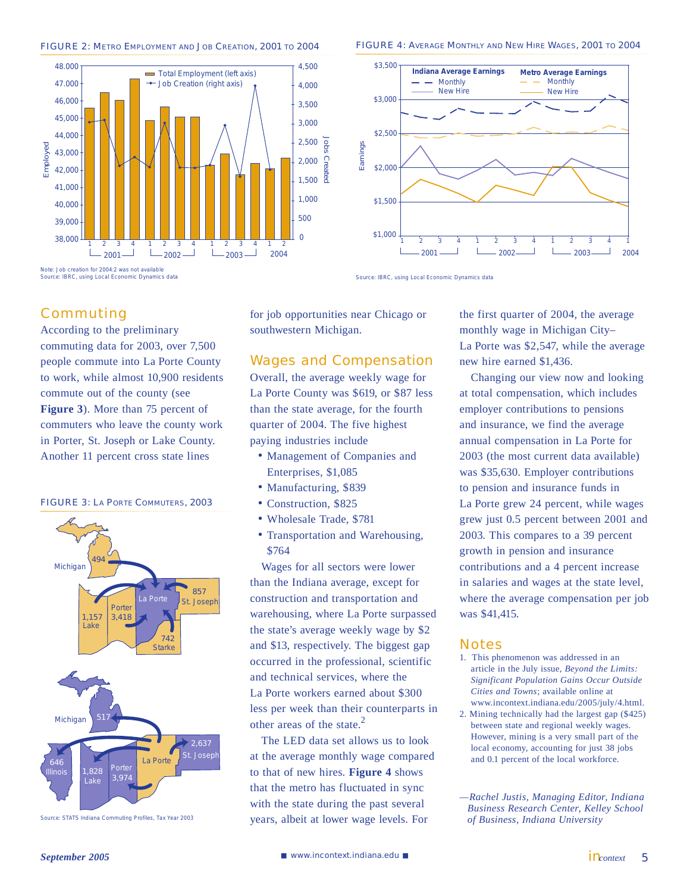FIGURE 2: METRO EMPLOYMENT AND JOB CREATION, 2001 TO 2004

Note: Job creation for 2004:2 was not available
Source: IBRC, using Local Economic Dynamics data

FIGURE 4: AVERAGE MONTHLY AND NEW HIRE WAGES, 2001 TO 2004

Source: IBRC, using Local Economic Dynamics data

## Commuting

According to the preliminary commuting data for 2003, over 7,500 people commute into La Porte County to work, while almost 10,900 residents commute out of the county (see **Figure 3**). More than 75 percent of commuters who leave the county work in Porter, St. Joseph or Lake County. Another 11 percent cross state lines for job opportunities near Chicago or southwestern Michigan.

FIGURE 3: LA PORTE COMMUTERS, 2003

Source: STATS Indiana Commuting Profiles, Tax Year 2003

## Wages and Compensation

Overall, the average weekly wage for La Porte County was $619, or $87 less than the state average, for the fourth quarter of 2004. The five highest paying industries include

- Management of Companies and Enterprises, $1,085
- Manufacturing, $839
- Construction, $825
- Wholesale Trade, $781
- Transportation and Warehousing, $764

Wages for all sectors were lower than the Indiana average, except for construction and transportation and warehousing, where La Porte surpassed the state's average weekly wage by $2 and $13, respectively. The biggest gap occurred in the professional, scientific and technical services, where the La Porte workers earned about $300 less per week than their counterparts in other areas of the state.[2]

The LED data set allows us to look at the average monthly wage compared to that of new hires. **Figure 4** shows that the metro has fluctuated in sync with the state during the past several years, albeit at lower wage levels. For the first quarter of 2004, the average monthly wage in Michigan City–La Porte was $2,547, while the average new hire earned $1,436.

Changing our view now and looking at total compensation, which includes employer contributions to pensions and insurance, we find the average annual compensation in La Porte for 2003 (the most current data available) was $35,630. Employer contributions to pension and insurance funds in La Porte grew 24 percent, while wages grew just 0.5 percent between 2001 and 2003. This compares to a 39 percent growth in pension and insurance contributions and a 4 percent increase in salaries and wages at the state level, where the average compensation per job was $41,415.

## Notes

1. This phenomenon was addressed in an article in the July issue, *Beyond the Limits: Significant Population Gains Occur Outside Cities and Towns*; available online at www.incontext.indiana.edu/2005/july/4.html.
2. Mining technically had the largest gap ($425) between state and regional weekly wages. However, mining is a very small part of the local economy, accounting for just 38 jobs and 0.1 percent of the local workforce.

*—Rachel Justis, Managing Editor, Indiana Business Research Center, Kelley School of Business, Indiana University*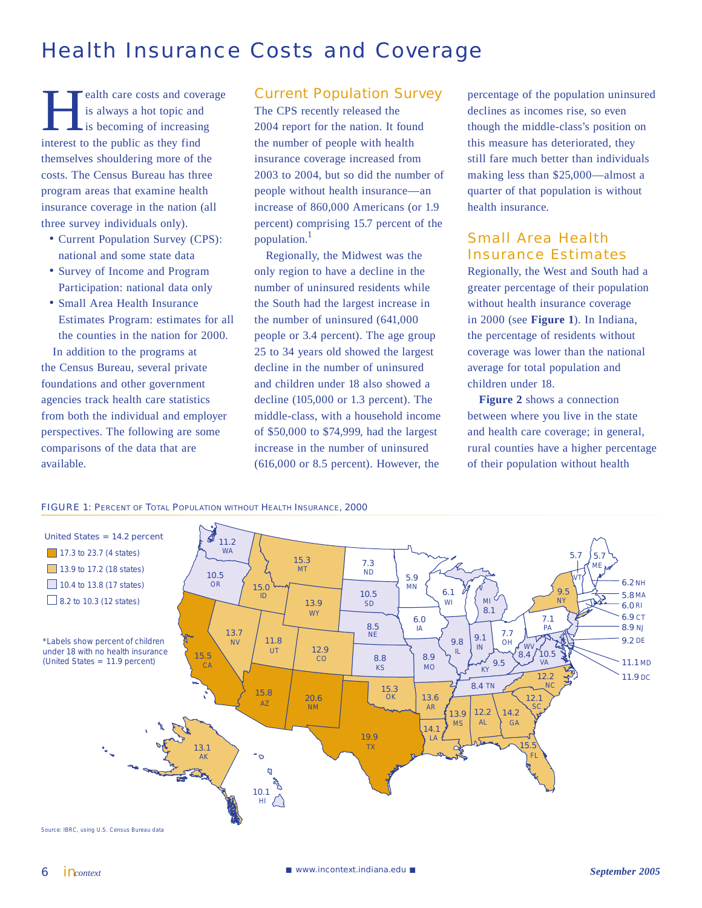# Health Insurance Costs and Coverage

Health care costs and coverage is always a hot topic and is becoming of increasing interest to the public as they find themselves shouldering more of the costs. The Census Bureau has three program areas that examine health insurance coverage in the nation (all three survey individuals only).

- Current Population Survey (CPS): national and some state data
- Survey of Income and Program Participation: national data only
- Small Area Health Insurance Estimates Program: estimates for all the counties in the nation for 2000.

In addition to the programs at the Census Bureau, several private foundations and other government agencies track health care statistics from both the individual and employer perspectives. The following are some comparisons of the data that are available.

## Current Population Survey

The CPS recently released the 2004 report for the nation. It found the number of people with health insurance coverage increased from 2003 to 2004, but so did the number of people without health insurance—an increase of 860,000 Americans (or 1.9 percent) comprising 15.7 percent of the population.[1]

Regionally, the Midwest was the only region to have a decline in the number of uninsured residents while the South had the largest increase in the number of uninsured (641,000 people or 3.4 percent). The age group 25 to 34 years old showed the largest decline in the number of uninsured and children under 18 also showed a decline (105,000 or 1.3 percent). The middle-class, with a household income of $50,000 to $74,999, had the largest increase in the number of uninsured (616,000 or 8.5 percent). However, the percentage of the population uninsured declines as incomes rise, so even though the middle-class's position on this measure has deteriorated, they still fare much better than individuals making less than $25,000—almost a quarter of that population is without health insurance.

## Small Area Health Insurance Estimates

Regionally, the West and South had a greater percentage of their population without health insurance coverage in 2000 (see **Figure 1**). In Indiana, the percentage of residents without coverage was lower than the national average for total population and children under 18.

**Figure 2** shows a connection between where you live in the state and health care coverage; in general, rural counties have a higher percentage of their population without health

FIGURE 1: PERCENT OF TOTAL POPULATION WITHOUT HEALTH INSURANCE, 2000

United States = 14.2 percent

- 17.3 to 23.7 (4 states)
- 13.9 to 17.2 (18 states)
- 10.4 to 13.8 (17 states)
- 8.2 to 10.3 (12 states)

*Labels show percent of children under 18 with no health insurance (United States = 11.9 percent)

Source: IBRC, using U.S. Census Bureau data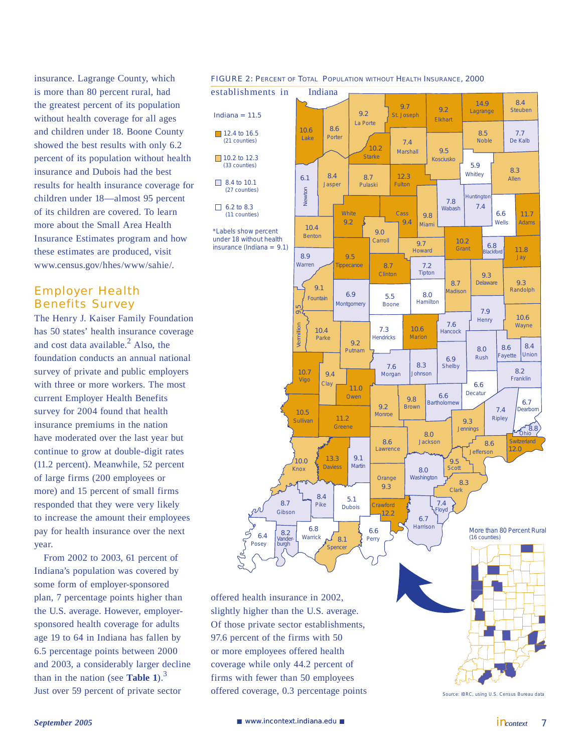insurance. Lagrange County, which is more than 80 percent rural, had the greatest percent of its population without health coverage for all ages and children under 18. Boone County showed the best results with only 6.2 percent of its population without health insurance and Dubois had the best results for health insurance coverage for children under 18—almost 95 percent of its children are covered. To learn more about the Small Area Health Insurance Estimates program and how these estimates are produced, visit www.census.gov/hhes/www/sahie/.

## Employer Health Benefits Survey

The Henry J. Kaiser Family Foundation has 50 states' health insurance coverage and cost data available.[2] Also, the foundation conducts an annual national survey of private and public employers with three or more workers. The most current Employer Health Benefits survey for 2004 found that health insurance premiums in the nation have moderated over the last year but continue to grow at double-digit rates (11.2 percent). Meanwhile, 52 percent of large firms (200 employees or more) and 15 percent of small firms responded that they were very likely to increase the amount their employees pay for health insurance over the next year.

From 2002 to 2003, 61 percent of Indiana's population was covered by some form of employer-sponsored plan, 7 percentage points higher than the U.S. average. However, employer-sponsored health coverage for adults age 19 to 64 in Indiana has fallen by 6.5 percentage points between 2000 and 2003, a considerably larger decline than in the nation (see **Table 1**).[3] Just over 59 percent of private sector establishments in Indiana offered health insurance in 2002, slightly higher than the U.S. average. Of those private sector establishments, 97.6 percent of the firms with 50 or more employees offered health coverage while only 44.2 percent of firms with fewer than 50 employees offered coverage, 0.3 percentage points

**Figure 2: Percent of Total Population without Health Insurance, 2000**

Indiana = 11.5

- 12.4 to 16.5 (21 counties)
- 10.2 to 12.3 (33 counties)
- 8.4 to 10.1 (27 counties)
- 6.2 to 8.3 (11 counties)

*Labels show percent under 18 without health insurance (Indiana = 9.1)

More than 80 Percent Rural (16 counties)

Source: IBRC, using U.S. Census Bureau data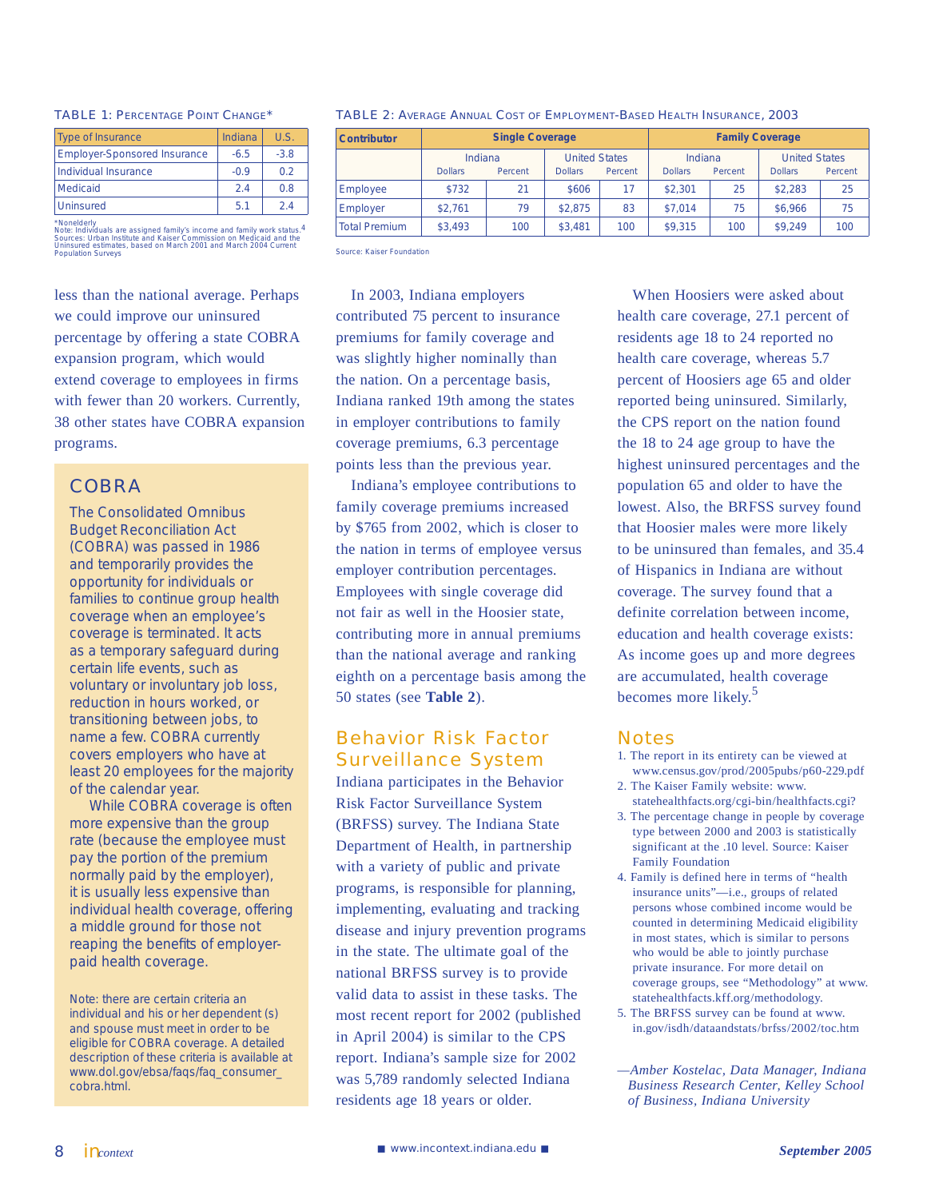TABLE 1: PERCENTAGE POINT CHANGE*

| Type of Insurance | Indiana | U.S. |
|---|---|---|
| Employer-Sponsored Insurance | -6.5 | -3.8 |
| Individual Insurance | -0.9 | 0.2 |
| Medicaid | 2.4 | 0.8 |
| Uninsured | 5.1 | 2.4 |

*Nonelderly
Note: Individuals are assigned family's income and family work status.[4]
Sources: Urban Institute and Kaiser Commission on Medicaid and the Uninsured estimates, based on March 2001 and March 2004 Current Population Surveys

TABLE 2: AVERAGE ANNUAL COST OF EMPLOYMENT-BASED HEALTH INSURANCE, 2003

| Contributor | Single Coverage | | | | Family Coverage | | | |
|---|---|---|---|---|---|---|---|---|
| | Indiana | | United States | | Indiana | | United States | |
| | Dollars | Percent | Dollars | Percent | Dollars | Percent | Dollars | Percent |
| Employee | $732 | 21 | $606 | 17 | $2,301 | 25 | $2,283 | 25 |
| Employer | $2,761 | 79 | $2,875 | 83 | $7,014 | 75 | $6,966 | 75 |
| Total Premium | $3,493 | 100 | $3,481 | 100 | $9,315 | 100 | $9,249 | 100 |

Source: Kaiser Foundation

less than the national average. Perhaps we could improve our uninsured percentage by offering a state COBRA expansion program, which would extend coverage to employees in firms with fewer than 20 workers. Currently, 38 other states have COBRA expansion programs.

## COBRA

The Consolidated Omnibus Budget Reconciliation Act (COBRA) was passed in 1986 and temporarily provides the opportunity for individuals or families to continue group health coverage when an employee's coverage is terminated. It acts as a temporary safeguard during certain life events, such as voluntary or involuntary job loss, reduction in hours worked, or transitioning between jobs, to name a few. COBRA currently covers employers who have at least 20 employees for the majority of the calendar year.

While COBRA coverage is often more expensive than the group rate (because the employee must pay the portion of the premium normally paid by the employer), it is usually less expensive than individual health coverage, offering a middle ground for those not reaping the benefits of employer-paid health coverage.

Note: there are certain criteria an individual and his or her dependent (s) and spouse must meet in order to be eligible for COBRA coverage. A detailed description of these criteria is available at www.dol.gov/ebsa/faqs/faq_consumer_cobra.html.

In 2003, Indiana employers contributed 75 percent to insurance premiums for family coverage and was slightly higher nominally than the nation. On a percentage basis, Indiana ranked 19th among the states in employer contributions to family coverage premiums, 6.3 percentage points less than the previous year.

Indiana's employee contributions to family coverage premiums increased by $765 from 2002, which is closer to the nation in terms of employee versus employer contribution percentages. Employees with single coverage did not fair as well in the Hoosier state, contributing more in annual premiums than the national average and ranking eighth on a percentage basis among the 50 states (see **Table 2**).

## Behavior Risk Factor Surveillance System

Indiana participates in the Behavior Risk Factor Surveillance System (BRFSS) survey. The Indiana State Department of Health, in partnership with a variety of public and private programs, is responsible for planning, implementing, evaluating and tracking disease and injury prevention programs in the state. The ultimate goal of the national BRFSS survey is to provide valid data to assist in these tasks. The most recent report for 2002 (published in April 2004) is similar to the CPS report. Indiana's sample size for 2002 was 5,789 randomly selected Indiana residents age 18 years or older.

When Hoosiers were asked about health care coverage, 27.1 percent of residents age 18 to 24 reported no health care coverage, whereas 5.7 percent of Hoosiers age 65 and older reported being uninsured. Similarly, the CPS report on the nation found the 18 to 24 age group to have the highest uninsured percentages and the population 65 and older to have the lowest. Also, the BRFSS survey found that Hoosier males were more likely to be uninsured than females, and 35.4 of Hispanics in Indiana are without coverage. The survey found that a definite correlation between income, education and health coverage exists: As income goes up and more degrees are accumulated, health coverage becomes more likely.[5]

## Notes

1. The report in its entirety can be viewed at www.census.gov/prod/2005pubs/p60-229.pdf
2. The Kaiser Family website: www.statehealthfacts.org/cgi-bin/healthfacts.cgi?
3. The percentage change in people by coverage type between 2000 and 2003 is statistically significant at the .10 level. Source: Kaiser Family Foundation
4. Family is defined here in terms of "health insurance units"—i.e., groups of related persons whose combined income would be counted in determining Medicaid eligibility in most states, which is similar to persons who would be able to jointly purchase private insurance. For more detail on coverage groups, see "Methodology" at www.statehealthfacts.kff.org/methodology.
5. The BRFSS survey can be found at www.in.gov/isdh/dataandstats/brfss/2002/toc.htm

*—Amber Kostelac, Data Manager, Indiana Business Research Center, Kelley School of Business, Indiana University*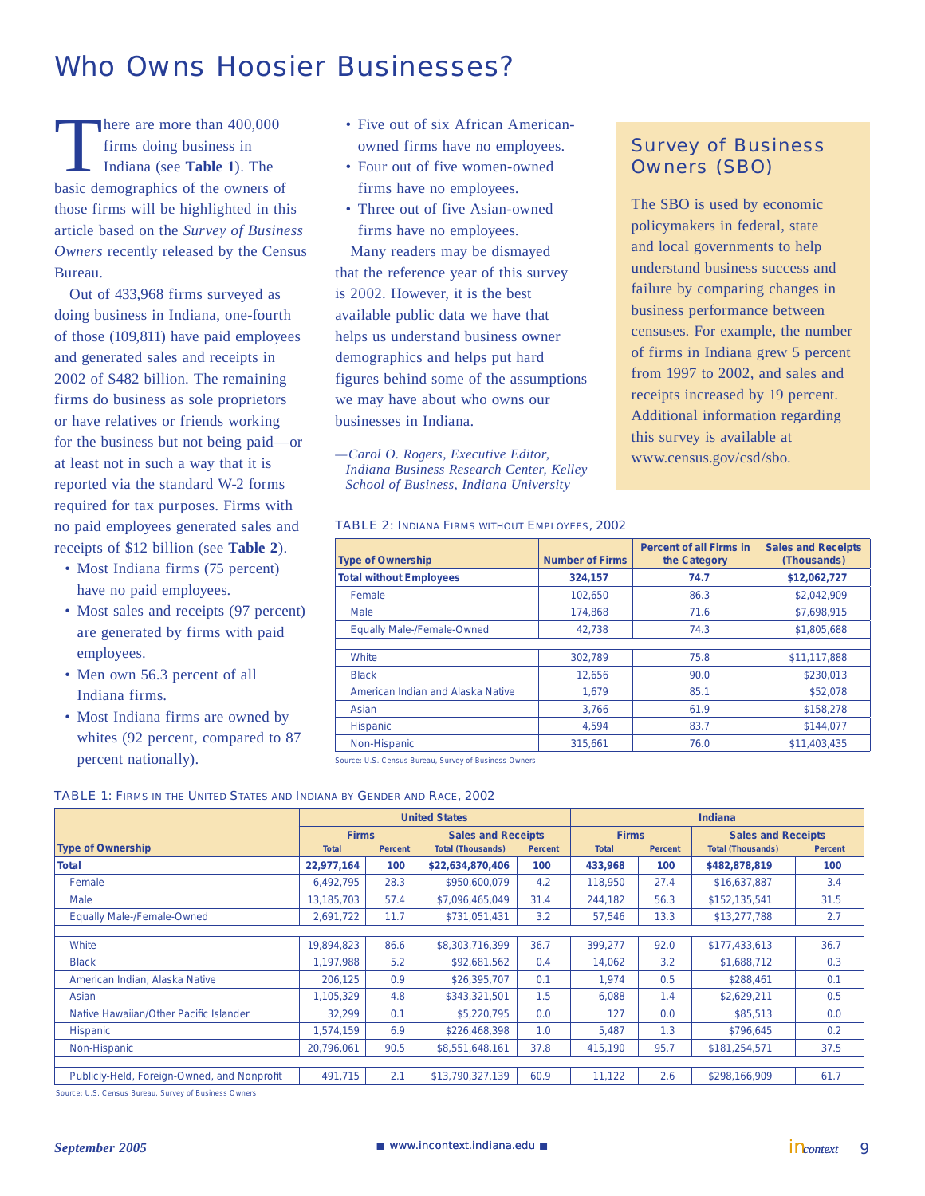# Who Owns Hoosier Businesses?

There are more than 400,000 firms doing business in Indiana (see **Table 1**). The basic demographics of the owners of those firms will be highlighted in this article based on the *Survey of Business Owners* recently released by the Census Bureau.

Out of 433,968 firms surveyed as doing business in Indiana, one-fourth of those (109,811) have paid employees and generated sales and receipts in 2002 of $482 billion. The remaining firms do business as sole proprietors or have relatives or friends working for the business but not being paid—or at least not in such a way that it is reported via the standard W-2 forms required for tax purposes. Firms with no paid employees generated sales and receipts of $12 billion (see **Table 2**).

- Most Indiana firms (75 percent) have no paid employees.
- Most sales and receipts (97 percent) are generated by firms with paid employees.
- Men own 56.3 percent of all Indiana firms.
- Most Indiana firms are owned by whites (92 percent, compared to 87 percent nationally).
- Five out of six African American-owned firms have no employees.
- Four out of five women-owned firms have no employees.
- Three out of five Asian-owned firms have no employees.

Many readers may be dismayed that the reference year of this survey is 2002. However, it is the best available public data we have that helps us understand business owner demographics and helps put hard figures behind some of the assumptions we may have about who owns our businesses in Indiana.

*—Carol O. Rogers, Executive Editor, Indiana Business Research Center, Kelley School of Business, Indiana University*

## Survey of Business Owners (SBO)

The SBO is used by economic policymakers in federal, state and local governments to help understand business success and failure by comparing changes in business performance between censuses. For example, the number of firms in Indiana grew 5 percent from 1997 to 2002, and sales and receipts increased by 19 percent. Additional information regarding this survey is available at www.census.gov/csd/sbo.

TABLE 2: Indiana Firms without Employees, 2002

| Type of Ownership | Number of Firms | Percent of all Firms in the Category | Sales and Receipts (Thousands) |
|---|---|---|---|
| **Total without Employees** | **324,157** | **74.7** | **$12,062,727** |
| Female | 102,650 | 86.3 | $2,042,909 |
| Male | 174,868 | 71.6 | $7,698,915 |
| Equally Male-/Female-Owned | 42,738 | 74.3 | $1,805,688 |
| | | | |
| White | 302,789 | 75.8 | $11,117,888 |
| Black | 12,656 | 90.0 | $230,013 |
| American Indian and Alaska Native | 1,679 | 85.1 | $52,078 |
| Asian | 3,766 | 61.9 | $158,278 |
| Hispanic | 4,594 | 83.7 | $144,077 |
| Non-Hispanic | 315,661 | 76.0 | $11,403,435 |

Source: U.S. Census Bureau, Survey of Business Owners

TABLE 1: Firms in the United States and Indiana by Gender and Race, 2002

| | United States | | | | Indiana | | | |
|---|---|---|---|---|---|---|---|---|
| | Firms | | Sales and Receipts | | Firms | | Sales and Receipts | |
| Type of Ownership | Total | Percent | Total (Thousands) | Percent | Total | Percent | Total (Thousands) | Percent |
| **Total** | **22,977,164** | **100** | **$22,634,870,406** | **100** | **433,968** | **100** | **$482,878,819** | **100** |
| Female | 6,492,795 | 28.3 | $950,600,079 | 4.2 | 118,950 | 27.4 | $16,637,887 | 3.4 |
| Male | 13,185,703 | 57.4 | $7,096,465,049 | 31.4 | 244,182 | 56.3 | $152,135,541 | 31.5 |
| Equally Male-/Female-Owned | 2,691,722 | 11.7 | $731,051,431 | 3.2 | 57,546 | 13.3 | $13,277,788 | 2.7 |
| | | | | | | | | |
| White | 19,894,823 | 86.6 | $8,303,716,399 | 36.7 | 399,277 | 92.0 | $177,433,613 | 36.7 |
| Black | 1,197,988 | 5.2 | $92,681,562 | 0.4 | 14,062 | 3.2 | $1,688,712 | 0.3 |
| American Indian, Alaska Native | 206,125 | 0.9 | $26,395,707 | 0.1 | 1,974 | 0.5 | $288,461 | 0.1 |
| Asian | 1,105,329 | 4.8 | $343,321,501 | 1.5 | 6,088 | 1.4 | $2,629,211 | 0.5 |
| Native Hawaiian/Other Pacific Islander | 32,299 | 0.1 | $5,220,795 | 0.0 | 127 | 0.0 | $85,513 | 0.0 |
| Hispanic | 1,574,159 | 6.9 | $226,468,398 | 1.0 | 5,487 | 1.3 | $796,645 | 0.2 |
| Non-Hispanic | 20,796,061 | 90.5 | $8,551,648,161 | 37.8 | 415,190 | 95.7 | $181,254,571 | 37.5 |
| | | | | | | | | |
| Publicly-Held, Foreign-Owned, and Nonprofit | 491,715 | 2.1 | $13,790,327,139 | 60.9 | 11,122 | 2.6 | $298,166,909 | 61.7 |

Source: U.S. Census Bureau, Survey of Business Owners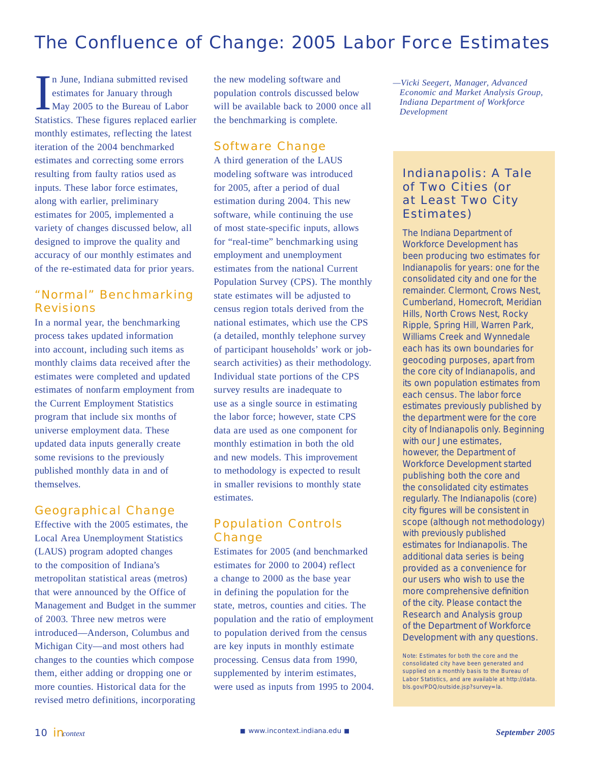# The Confluence of Change: 2005 Labor Force Estimates

In June, Indiana submitted revised estimates for January through May 2005 to the Bureau of Labor Statistics. These figures replaced earlier monthly estimates, reflecting the latest iteration of the 2004 benchmarked estimates and correcting some errors resulting from faulty ratios used as inputs. These labor force estimates, along with earlier, preliminary estimates for 2005, implemented a variety of changes discussed below, all designed to improve the quality and accuracy of our monthly estimates and of the re-estimated data for prior years.

## "Normal" Benchmarking Revisions

In a normal year, the benchmarking process takes updated information into account, including such items as monthly claims data received after the estimates were completed and updated estimates of nonfarm employment from the Current Employment Statistics program that include six months of universe employment data. These updated data inputs generally create some revisions to the previously published monthly data in and of themselves.

## Geographical Change

Effective with the 2005 estimates, the Local Area Unemployment Statistics (LAUS) program adopted changes to the composition of Indiana's metropolitan statistical areas (metros) that were announced by the Office of Management and Budget in the summer of 2003. Three new metros were introduced—Anderson, Columbus and Michigan City—and most others had changes to the counties which compose them, either adding or dropping one or more counties. Historical data for the revised metro definitions, incorporating the new modeling software and population controls discussed below will be available back to 2000 once all the benchmarking is complete.

## Software Change

A third generation of the LAUS modeling software was introduced for 2005, after a period of dual estimation during 2004. This new software, while continuing the use of most state-specific inputs, allows for "real-time" benchmarking using employment and unemployment estimates from the national Current Population Survey (CPS). The monthly state estimates will be adjusted to census region totals derived from the national estimates, which use the CPS (a detailed, monthly telephone survey of participant households' work or job-search activities) as their methodology. Individual state portions of the CPS survey results are inadequate to use as a single source in estimating the labor force; however, state CPS data are used as one component for monthly estimation in both the old and new models. This improvement to methodology is expected to result in smaller revisions to monthly state estimates.

## Population Controls Change

Estimates for 2005 (and benchmarked estimates for 2000 to 2004) reflect a change to 2000 as the base year in defining the population for the state, metros, counties and cities. The population and the ratio of employment to population derived from the census are key inputs in monthly estimate processing. Census data from 1990, supplemented by interim estimates, were used as inputs from 1995 to 2004.

*—Vicki Seegert, Manager, Advanced Economic and Market Analysis Group, Indiana Department of Workforce Development*

## Indianapolis: A Tale of Two Cities (or at Least Two City Estimates)

The Indiana Department of Workforce Development has been producing two estimates for Indianapolis for years: one for the consolidated city and one for the remainder. Clermont, Crows Nest, Cumberland, Homecroft, Meridian Hills, North Crows Nest, Rocky Ripple, Spring Hill, Warren Park, Williams Creek and Wynnedale each has its own boundaries for geocoding purposes, apart from the core city of Indianapolis, and its own population estimates from each census. The labor force estimates previously published by the department were for the core city of Indianapolis only. Beginning with our June estimates, however, the Department of Workforce Development started publishing both the core and the consolidated city estimates regularly. The Indianapolis (core) city figures will be consistent in scope (although not methodology) with previously published estimates for Indianapolis. The additional data series is being provided as a convenience for our users who wish to use the more comprehensive definition of the city. Please contact the Research and Analysis group of the Department of Workforce Development with any questions.

Note: Estimates for both the core and the consolidated city have been generated and supplied on a monthly basis to the Bureau of Labor Statistics, and are available at http://data.bls.gov/PDQ/outside.jsp?survey=la.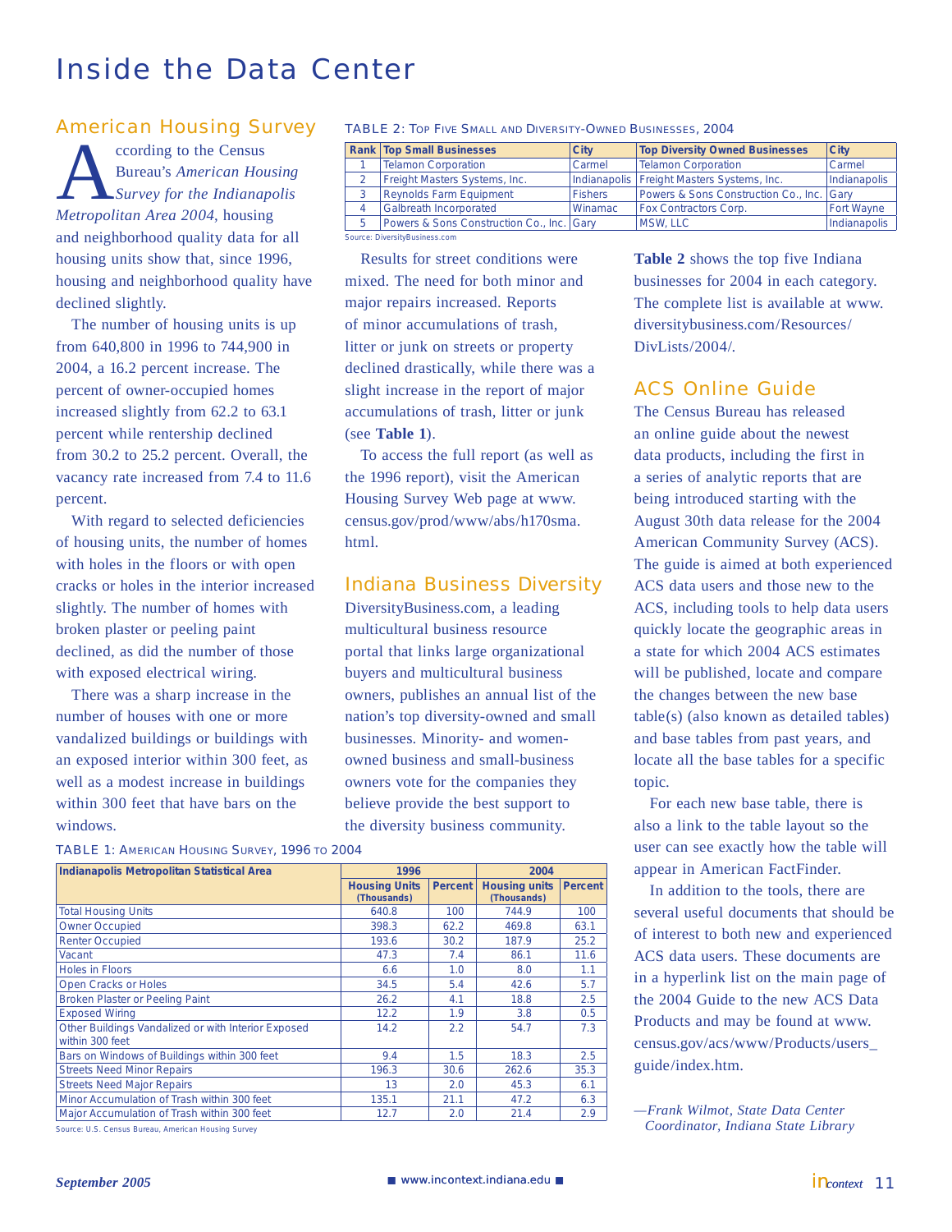# Inside the Data Center

## American Housing Survey

According to the Census Bureau's *American Housing Survey for the Indianapolis Metropolitan Area 2004*, housing and neighborhood quality data for all housing units show that, since 1996, housing and neighborhood quality have declined slightly.

The number of housing units is up from 640,800 in 1996 to 744,900 in 2004, a 16.2 percent increase. The percent of owner-occupied homes increased slightly from 62.2 to 63.1 percent while rentership declined from 30.2 to 25.2 percent. Overall, the vacancy rate increased from 7.4 to 11.6 percent.

With regard to selected deficiencies of housing units, the number of homes with holes in the floors or with open cracks or holes in the interior increased slightly. The number of homes with broken plaster or peeling paint declined, as did the number of those with exposed electrical wiring.

There was a sharp increase in the number of houses with one or more vandalized buildings or buildings with an exposed interior within 300 feet, as well as a modest increase in buildings within 300 feet that have bars on the windows.

Results for street conditions were mixed. The need for both minor and major repairs increased. Reports of minor accumulations of trash, litter or junk on streets or property declined drastically, while there was a slight increase in the report of major accumulations of trash, litter or junk (see **Table 1**).

To access the full report (as well as the 1996 report), visit the American Housing Survey Web page at www.census.gov/prod/www/abs/h170sma.html.

TABLE 1: American Housing Survey, 1996 to 2004

| Indianapolis Metropolitan Statistical Area | 1996 | | 2004 | |
|---|---|---|---|---|
| | Housing Units (Thousands) | Percent | Housing units (Thousands) | Percent |
| Total Housing Units | 640.8 | 100 | 744.9 | 100 |
| Owner Occupied | 398.3 | 62.2 | 469.8 | 63.1 |
| Renter Occupied | 193.6 | 30.2 | 187.9 | 25.2 |
| Vacant | 47.3 | 7.4 | 86.1 | 11.6 |
| Holes in Floors | 6.6 | 1.0 | 8.0 | 1.1 |
| Open Cracks or Holes | 34.5 | 5.4 | 42.6 | 5.7 |
| Broken Plaster or Peeling Paint | 26.2 | 4.1 | 18.8 | 2.5 |
| Exposed Wiring | 12.2 | 1.9 | 3.8 | 0.5 |
| Other Buildings Vandalized or with Interior Exposed within 300 feet | 14.2 | 2.2 | 54.7 | 7.3 |
| Bars on Windows of Buildings within 300 feet | 9.4 | 1.5 | 18.3 | 2.5 |
| Streets Need Minor Repairs | 196.3 | 30.6 | 262.6 | 35.3 |
| Streets Need Major Repairs | 13 | 2.0 | 45.3 | 6.1 |
| Minor Accumulation of Trash within 300 feet | 135.1 | 21.1 | 47.2 | 6.3 |
| Major Accumulation of Trash within 300 feet | 12.7 | 2.0 | 21.4 | 2.9 |

Source: U.S. Census Bureau, American Housing Survey

## Indiana Business Diversity

DiversityBusiness.com, a leading multicultural business resource portal that links large organizational buyers and multicultural business owners, publishes an annual list of the nation's top diversity-owned and small businesses. Minority- and women-owned business and small-business owners vote for the companies they believe provide the best support to the diversity business community.

TABLE 2: Top Five Small and Diversity-Owned Businesses, 2004

| Rank | Top Small Businesses | City | Top Diversity Owned Businesses | City |
|---|---|---|---|---|
| 1 | Telamon Corporation | Carmel | Telamon Corporation | Carmel |
| 2 | Freight Masters Systems, Inc. | Indianapolis | Freight Masters Systems, Inc. | Indianapolis |
| 3 | Reynolds Farm Equipment | Fishers | Powers & Sons Construction Co., Inc. | Gary |
| 4 | Galbreath Incorporated | Winamac | Fox Contractors Corp. | Fort Wayne |
| 5 | Powers & Sons Construction Co., Inc. | Gary | MSW, LLC | Indianapolis |

Source: DiversityBusiness.com

**Table 2** shows the top five Indiana businesses for 2004 in each category. The complete list is available at www.diversitybusiness.com/Resources/DivLists/2004/.

## ACS Online Guide

The Census Bureau has released an online guide about the newest data products, including the first in a series of analytic reports that are being introduced starting with the August 30th data release for the 2004 American Community Survey (ACS). The guide is aimed at both experienced ACS data users and those new to the ACS, including tools to help data users quickly locate the geographic areas in a state for which 2004 ACS estimates will be published, locate and compare the changes between the new base table(s) (also known as detailed tables) and base tables from past years, and locate all the base tables for a specific topic.

For each new base table, there is also a link to the table layout so the user can see exactly how the table will appear in American FactFinder.

In addition to the tools, there are several useful documents that should be of interest to both new and experienced ACS data users. These documents are in a hyperlink list on the main page of the 2004 Guide to the new ACS Data Products and may be found at www.census.gov/acs/www/Products/users_guide/index.htm.

*—Frank Wilmot, State Data Center Coordinator, Indiana State Library*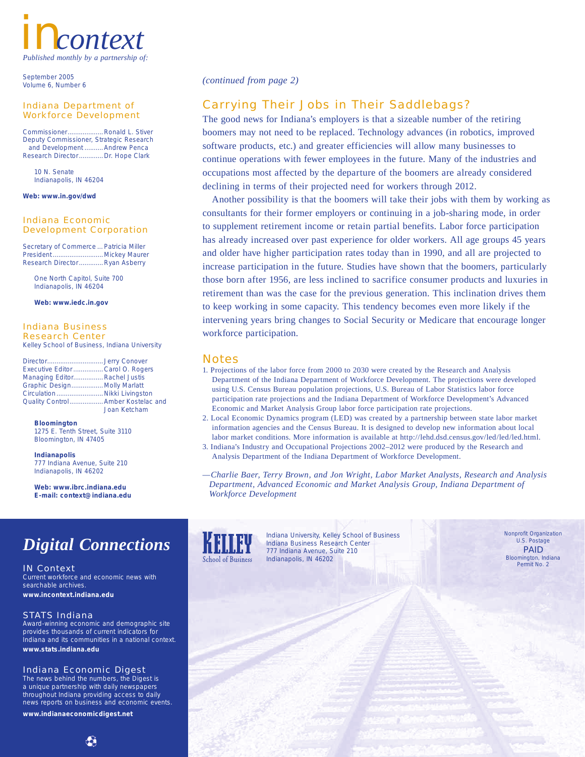# *in*context

*Published monthly by a partnership of:*

September 2005
Volume 6, Number 6

### Indiana Department of Workforce Development

Commissioner.................. Ronald L. Stiver
Deputy Commissioner, Strategic Research and Development.......... Andrew Penca
Research Director............ Dr. Hope Clark

10 N. Senate
Indianapolis, IN 46204

**Web: www.in.gov/dwd**

### Indiana Economic Development Corporation

Secretary of Commerce ... Patricia Miller
President........................... Mickey Maurer
Research Director............ Ryan Asberry

One North Capitol, Suite 700
Indianapolis, IN 46204

**Web: www.iedc.in.gov**

### Indiana Business Research Center

Kelley School of Business, Indiana University

Director.............................. Jerry Conover
Executive Editor................ Carol O. Rogers
Managing Editor................ Rachel Justis
Graphic Design................. Molly Marlatt
Circulation......................... Nikki Livingston
Quality Control.................. Amber Kostelac and Joan Ketcham

**Bloomington**
1275 E. Tenth Street, Suite 3110
Bloomington, IN 47405

**Indianapolis**
777 Indiana Avenue, Suite 210
Indianapolis, IN 46202

**Web: www.ibrc.indiana.edu**
**E-mail: context@indiana.edu**

*(continued from page 2)*

## Carrying Their Jobs in Their Saddlebags?

The good news for Indiana's employers is that a sizeable number of the retiring boomers may not need to be replaced. Technology advances (in robotics, improved software products, etc.) and greater efficiencies will allow many businesses to continue operations with fewer employees in the future. Many of the industries and occupations most affected by the departure of the boomers are already considered declining in terms of their projected need for workers through 2012.

Another possibility is that the boomers will take their jobs with them by working as consultants for their former employers or continuing in a job-sharing mode, in order to supplement retirement income or retain partial benefits. Labor force participation has already increased over past experience for older workers. All age groups 45 years and older have higher participation rates today than in 1990, and all are projected to increase participation in the future. Studies have shown that the boomers, particularly those born after 1956, are less inclined to sacrifice consumer products and luxuries in retirement than was the case for the previous generation. This inclination drives them to keep working in some capacity. This tendency becomes even more likely if the intervening years bring changes to Social Security or Medicare that encourage longer workforce participation.

## Notes

1. Projections of the labor force from 2000 to 2030 were created by the Research and Analysis Department of the Indiana Department of Workforce Development. The projections were developed using U.S. Census Bureau population projections, U.S. Bureau of Labor Statistics labor force participation rate projections and the Indiana Department of Workforce Development's Advanced Economic and Market Analysis Group labor force participation rate projections.
2. Local Economic Dynamics program (LED) was created by a partnership between state labor market information agencies and the Census Bureau. It is designed to develop new information about local labor market conditions. More information is available at http://lehd.dsd.census.gov/led/led/led.html.
3. Indiana's Industry and Occupational Projections 2002–2012 were produced by the Research and Analysis Department of the Indiana Department of Workforce Development.

*—Charlie Baer, Terry Brown, and Jon Wright, Labor Market Analysts, Research and Analysis Department, Advanced Economic and Market Analysis Group, Indiana Department of Workforce Development*

## *Digital Connections*

### IN Context

Current workforce and economic news with searchable archives.
**www.incontext.indiana.edu**

### STATS Indiana

Award-winning economic and demographic site provides thousands of current indicators for Indiana and its communities in a national context.
**www.stats.indiana.edu**

### Indiana Economic Digest

The news behind the numbers, the Digest is a unique partnership with daily newspapers throughout Indiana providing access to daily news reports on business and economic events.
**www.indianaeconomicdigest.net**

KELLEY School of Business

Indiana University, Kelley School of Business
Indiana Business Research Center
777 Indiana Avenue, Suite 210
Indianapolis, IN 46202

Nonprofit Organization
U.S. Postage
PAID
Bloomington, Indiana
Permit No. 2